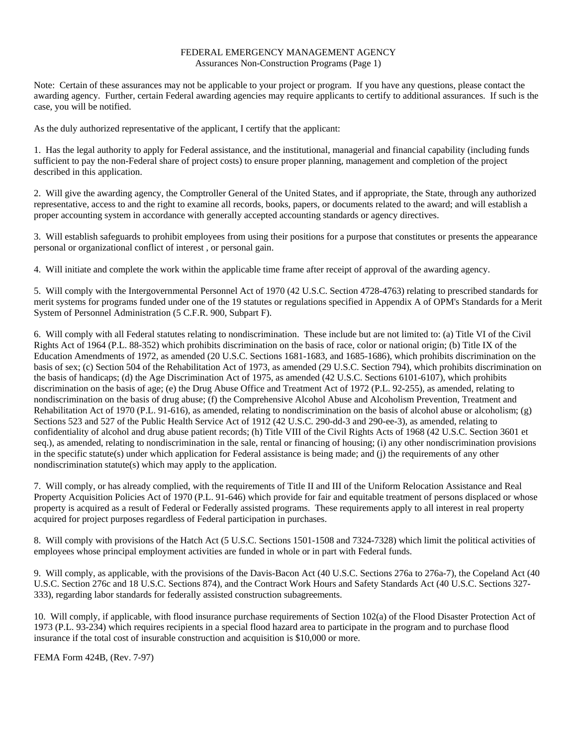# FEDERAL EMERGENCY MANAGEMENT AGENCY

## Assurances Non-Construction Programs (Page 1)

Note: Certain of these assurances may not be applicable to your project or program. If you have any questions, please contact the awarding agency. Further, certain Federal awarding agencies may require applicants to certify to additional assurances. If such is the case, you will be notified.

As the duly authorized representative of the applicant, I certify that the applicant:

1. Has the legal authority to apply for Federal assistance, and the institutional, managerial and financial capability (including funds sufficient to pay the non-Federal share of project costs) to ensure proper planning, management and completion of the project described in this application.

2. Will give the awarding agency, the Comptroller General of the United States, and if appropriate, the State, through any authorized representative, access to and the right to examine all records, books, papers, or documents related to the award; and will establish a proper accounting system in accordance with generally accepted accounting standards or agency directives.

3. Will establish safeguards to prohibit employees from using their positions for a purpose that constitutes or presents the appearance personal or organizational conflict of interest , or personal gain.

4. Will initiate and complete the work within the applicable time frame after receipt of approval of the awarding agency.

5. Will comply with the Intergovernmental Personnel Act of 1970 (42 U.S.C. Section 4728-4763) relating to prescribed standards for merit systems for programs funded under one of the 19 statutes or regulations specified in Appendix A of OPM's Standards for a Merit System of Personnel Administration (5 C.F.R. 900, Subpart F).

6. Will comply with all Federal statutes relating to nondiscrimination. These include but are not limited to: (a) Title VI of the Civil Rights Act of 1964 (P.L. 88-352) which prohibits discrimination on the basis of race, color or national origin; (b) Title IX of the Education Amendments of 1972, as amended (20 U.S.C. Sections 1681-1683, and 1685-1686), which prohibits discrimination on the basis of sex; (c) Section 504 of the Rehabilitation Act of 1973, as amended (29 U.S.C. Section 794), which prohibits discrimination on the basis of handicaps; (d) the Age Discrimination Act of 1975, as amended (42 U.S.C. Sections 6101-6107), which prohibits discrimination on the basis of age; (e) the Drug Abuse Office and Treatment Act of 1972 (P.L. 92-255), as amended, relating to nondiscrimination on the basis of drug abuse; (f) the Comprehensive Alcohol Abuse and Alcoholism Prevention, Treatment and Rehabilitation Act of 1970 (P.L. 91-616), as amended, relating to nondiscrimination on the basis of alcohol abuse or alcoholism; (g) Sections 523 and 527 of the Public Health Service Act of 1912 (42 U.S.C. 290-dd-3 and 290-ee-3), as amended, relating to confidentiality of alcohol and drug abuse patient records; (h) Title VIII of the Civil Rights Acts of 1968 (42 U.S.C. Section 3601 et seq.), as amended, relating to nondiscrimination in the sale, rental or financing of housing; (i) any other nondiscrimination provisions in the specific statute(s) under which application for Federal assistance is being made; and (j) the requirements of any other nondiscrimination statute(s) which may apply to the application.

7. Will comply, or has already complied, with the requirements of Title II and III of the Uniform Relocation Assistance and Real Property Acquisition Policies Act of 1970 (P.L. 91-646) which provide for fair and equitable treatment of persons displaced or whose property is acquired as a result of Federal or Federally assisted programs. These requirements apply to all interest in real property acquired for project purposes regardless of Federal participation in purchases.

8. Will comply with provisions of the Hatch Act (5 U.S.C. Sections 1501-1508 and 7324-7328) which limit the political activities of employees whose principal employment activities are funded in whole or in part with Federal funds.

9. Will comply, as applicable, with the provisions of the Davis-Bacon Act (40 U.S.C. Sections 276a to 276a-7), the Copeland Act (40 U.S.C. Section 276c and 18 U.S.C. Sections 874), and the Contract Work Hours and Safety Standards Act (40 U.S.C. Sections 327-333), regarding labor standards for federally assisted construction subagreements.

10. Will comply, if applicable, with flood insurance purchase requirements of Section 102(a) of the Flood Disaster Protection Act of 1973 (P.L. 93-234) which requires recipients in a special flood hazard area to participate in the program and to purchase flood insurance if the total cost of insurable construction and acquisition is $10,000 or more.

FEMA Form 424B, (Rev. 7-97)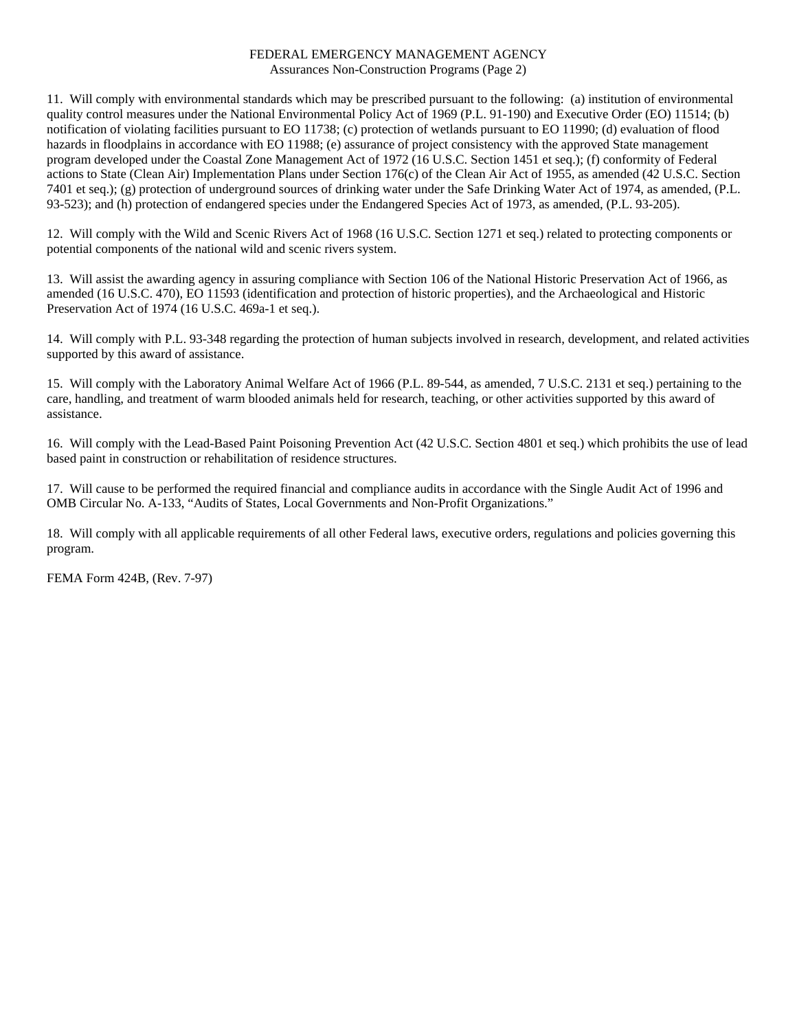FEDERAL EMERGENCY MANAGEMENT AGENCY
Assurances Non-Construction Programs (Page 2)

11. Will comply with environmental standards which may be prescribed pursuant to the following: (a) institution of environmental quality control measures under the National Environmental Policy Act of 1969 (P.L. 91-190) and Executive Order (EO) 11514; (b) notification of violating facilities pursuant to EO 11738; (c) protection of wetlands pursuant to EO 11990; (d) evaluation of flood hazards in floodplains in accordance with EO 11988; (e) assurance of project consistency with the approved State management program developed under the Coastal Zone Management Act of 1972 (16 U.S.C. Section 1451 et seq.); (f) conformity of Federal actions to State (Clean Air) Implementation Plans under Section 176(c) of the Clean Air Act of 1955, as amended (42 U.S.C. Section 7401 et seq.); (g) protection of underground sources of drinking water under the Safe Drinking Water Act of 1974, as amended, (P.L. 93-523); and (h) protection of endangered species under the Endangered Species Act of 1973, as amended, (P.L. 93-205).

12. Will comply with the Wild and Scenic Rivers Act of 1968 (16 U.S.C. Section 1271 et seq.) related to protecting components or potential components of the national wild and scenic rivers system.

13. Will assist the awarding agency in assuring compliance with Section 106 of the National Historic Preservation Act of 1966, as amended (16 U.S.C. 470), EO 11593 (identification and protection of historic properties), and the Archaeological and Historic Preservation Act of 1974 (16 U.S.C. 469a-1 et seq.).

14. Will comply with P.L. 93-348 regarding the protection of human subjects involved in research, development, and related activities supported by this award of assistance.

15. Will comply with the Laboratory Animal Welfare Act of 1966 (P.L. 89-544, as amended, 7 U.S.C. 2131 et seq.) pertaining to the care, handling, and treatment of warm blooded animals held for research, teaching, or other activities supported by this award of assistance.

16. Will comply with the Lead-Based Paint Poisoning Prevention Act (42 U.S.C. Section 4801 et seq.) which prohibits the use of lead based paint in construction or rehabilitation of residence structures.

17. Will cause to be performed the required financial and compliance audits in accordance with the Single Audit Act of 1996 and OMB Circular No. A-133, "Audits of States, Local Governments and Non-Profit Organizations."

18. Will comply with all applicable requirements of all other Federal laws, executive orders, regulations and policies governing this program.

FEMA Form 424B, (Rev. 7-97)